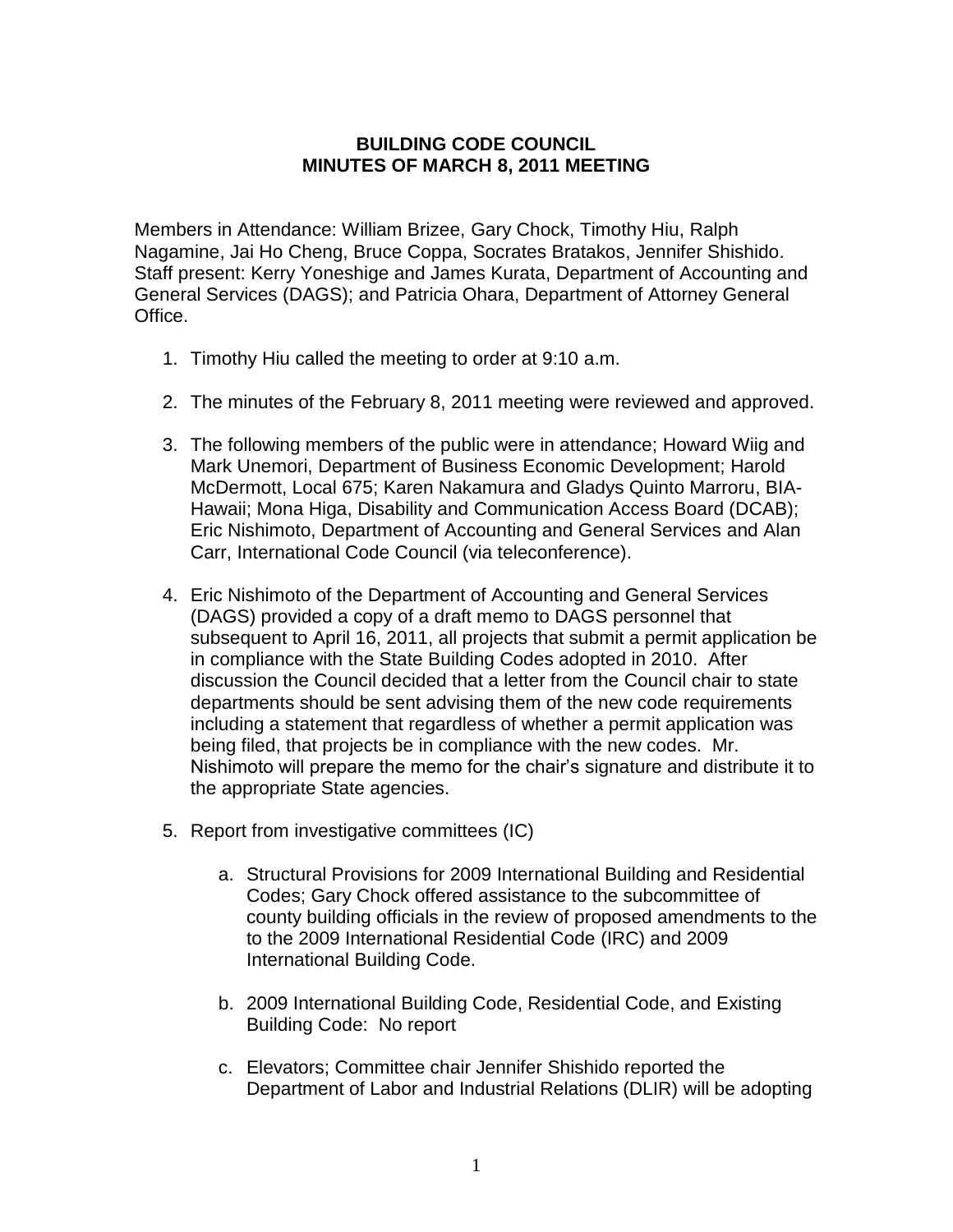# BUILDING CODE COUNCIL
## MINUTES OF MARCH 8, 2011 MEETING

Members in Attendance: William Brizee, Gary Chock, Timothy Hiu, Ralph Nagamine, Jai Ho Cheng, Bruce Coppa, Socrates Bratakos, Jennifer Shishido. Staff present: Kerry Yoneshige and James Kurata, Department of Accounting and General Services (DAGS); and Patricia Ohara, Department of Attorney General Office.

1. Timothy Hiu called the meeting to order at 9:10 a.m.

2. The minutes of the February 8, 2011 meeting were reviewed and approved.

3. The following members of the public were in attendance; Howard Wiig and Mark Unemori, Department of Business Economic Development; Harold McDermott, Local 675; Karen Nakamura and Gladys Quinto Marroru, BIA-Hawaii; Mona Higa, Disability and Communication Access Board (DCAB); Eric Nishimoto, Department of Accounting and General Services and Alan Carr, International Code Council (via teleconference).

4. Eric Nishimoto of the Department of Accounting and General Services (DAGS) provided a copy of a draft memo to DAGS personnel that subsequent to April 16, 2011, all projects that submit a permit application be in compliance with the State Building Codes adopted in 2010. After discussion the Council decided that a letter from the Council chair to state departments should be sent advising them of the new code requirements including a statement that regardless of whether a permit application was being filed, that projects be in compliance with the new codes. Mr. Nishimoto will prepare the memo for the chair's signature and distribute it to the appropriate State agencies.

5. Report from investigative committees (IC)

   a. Structural Provisions for 2009 International Building and Residential Codes; Gary Chock offered assistance to the subcommittee of county building officials in the review of proposed amendments to the to the 2009 International Residential Code (IRC) and 2009 International Building Code.

   b. 2009 International Building Code, Residential Code, and Existing Building Code: No report

   c. Elevators; Committee chair Jennifer Shishido reported the Department of Labor and Industrial Relations (DLIR) will be adopting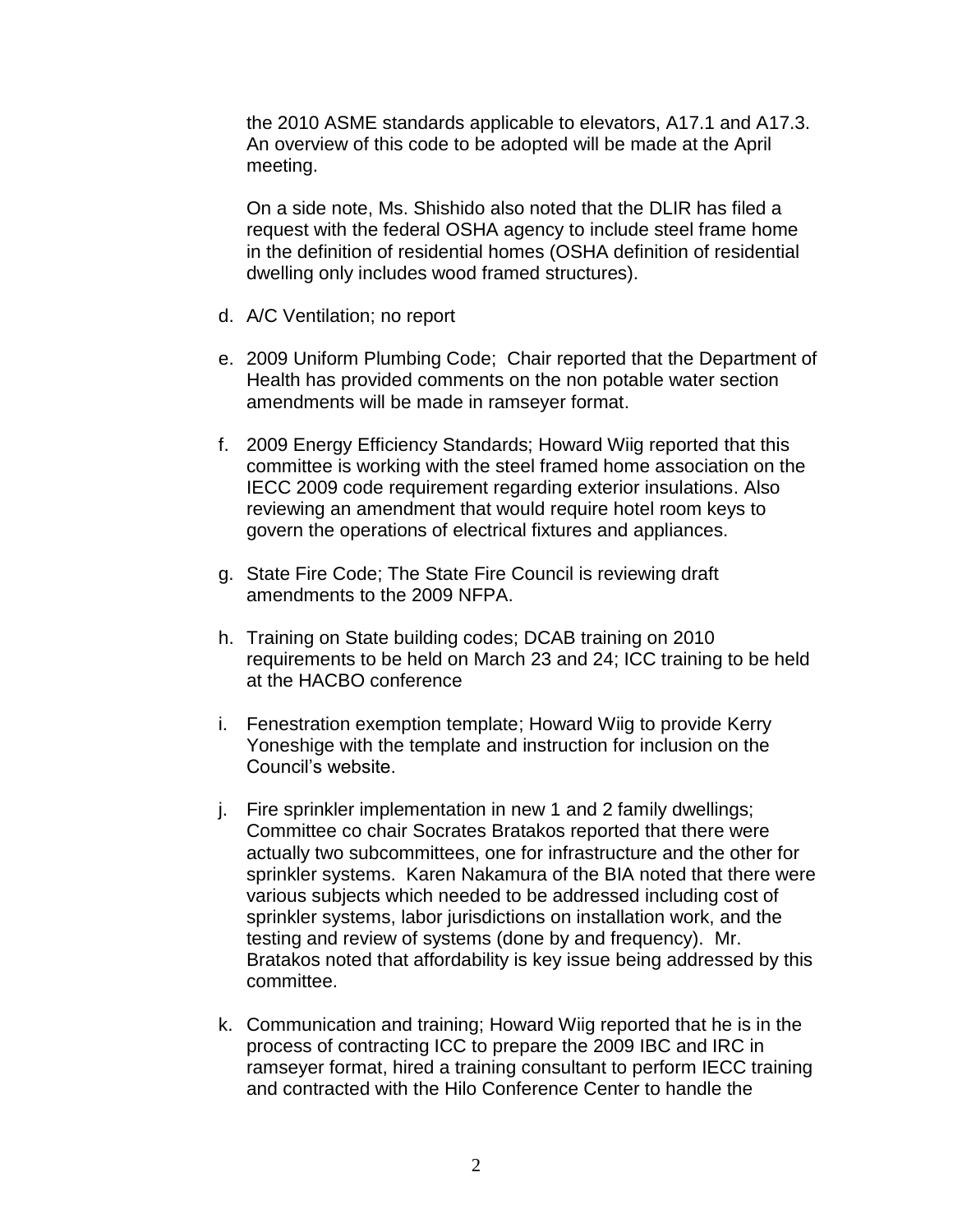the 2010 ASME standards applicable to elevators, A17.1 and A17.3. An overview of this code to be adopted will be made at the April meeting.

On a side note, Ms. Shishido also noted that the DLIR has filed a request with the federal OSHA agency to include steel frame home in the definition of residential homes (OSHA definition of residential dwelling only includes wood framed structures).

d. A/C Ventilation; no report

e. 2009 Uniform Plumbing Code; Chair reported that the Department of Health has provided comments on the non potable water section amendments will be made in ramseyer format.

f. 2009 Energy Efficiency Standards; Howard Wiig reported that this committee is working with the steel framed home association on the IECC 2009 code requirement regarding exterior insulations. Also reviewing an amendment that would require hotel room keys to govern the operations of electrical fixtures and appliances.

g. State Fire Code; The State Fire Council is reviewing draft amendments to the 2009 NFPA.

h. Training on State building codes; DCAB training on 2010 requirements to be held on March 23 and 24; ICC training to be held at the HACBO conference

i. Fenestration exemption template; Howard Wiig to provide Kerry Yoneshige with the template and instruction for inclusion on the Council's website.

j. Fire sprinkler implementation in new 1 and 2 family dwellings; Committee co chair Socrates Bratakos reported that there were actually two subcommittees, one for infrastructure and the other for sprinkler systems. Karen Nakamura of the BIA noted that there were various subjects which needed to be addressed including cost of sprinkler systems, labor jurisdictions on installation work, and the testing and review of systems (done by and frequency). Mr. Bratakos noted that affordability is key issue being addressed by this committee.

k. Communication and training; Howard Wiig reported that he is in the process of contracting ICC to prepare the 2009 IBC and IRC in ramseyer format, hired a training consultant to perform IECC training and contracted with the Hilo Conference Center to handle the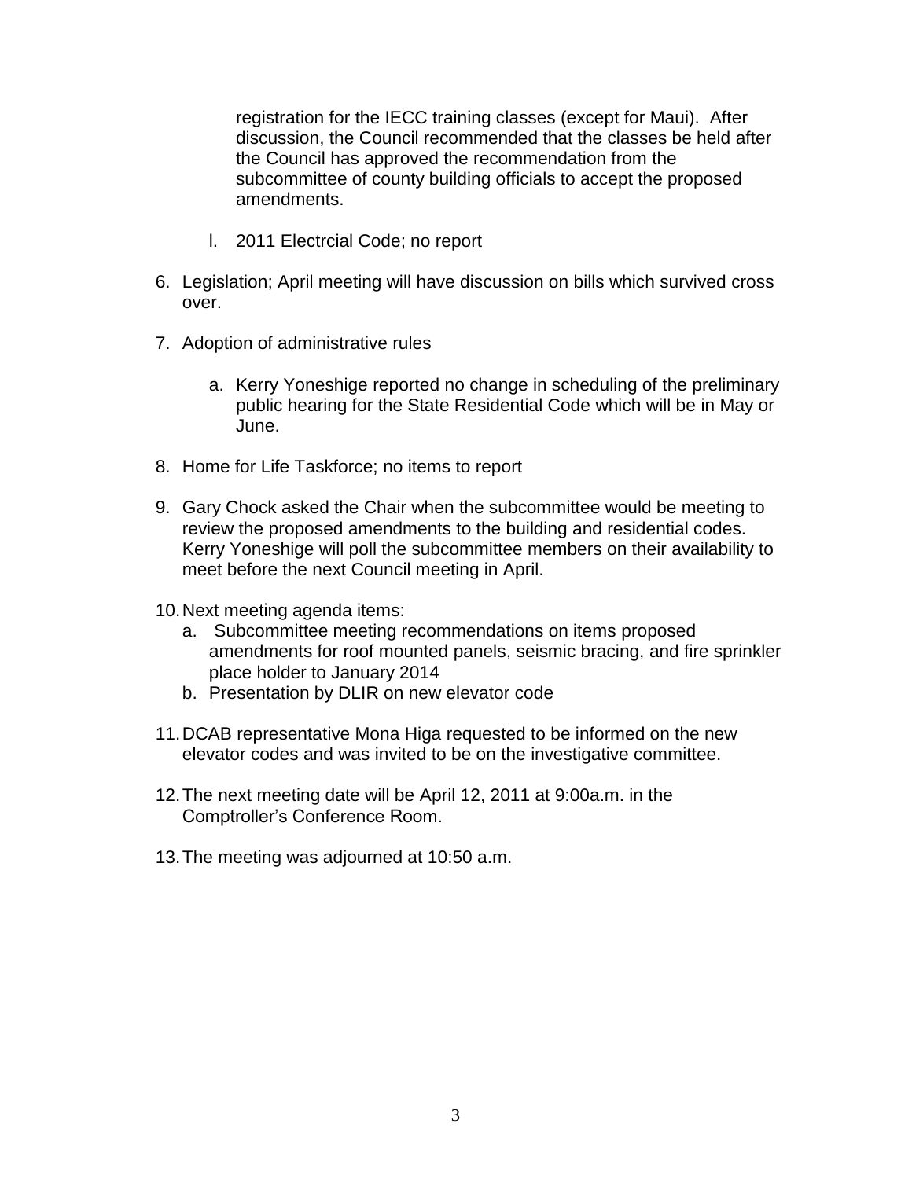registration for the IECC training classes (except for Maui). After discussion, the Council recommended that the classes be held after the Council has approved the recommendation from the subcommittee of county building officials to accept the proposed amendments.

l. 2011 Electrcial Code; no report

6. Legislation; April meeting will have discussion on bills which survived cross over.

7. Adoption of administrative rules

   a. Kerry Yoneshige reported no change in scheduling of the preliminary public hearing for the State Residential Code which will be in May or June.

8. Home for Life Taskforce; no items to report

9. Gary Chock asked the Chair when the subcommittee would be meeting to review the proposed amendments to the building and residential codes. Kerry Yoneshige will poll the subcommittee members on their availability to meet before the next Council meeting in April.

10. Next meeting agenda items:
    a. Subcommittee meeting recommendations on items proposed amendments for roof mounted panels, seismic bracing, and fire sprinkler place holder to January 2014
    b. Presentation by DLIR on new elevator code

11. DCAB representative Mona Higa requested to be informed on the new elevator codes and was invited to be on the investigative committee.

12. The next meeting date will be April 12, 2011 at 9:00a.m. in the Comptroller's Conference Room.

13. The meeting was adjourned at 10:50 a.m.